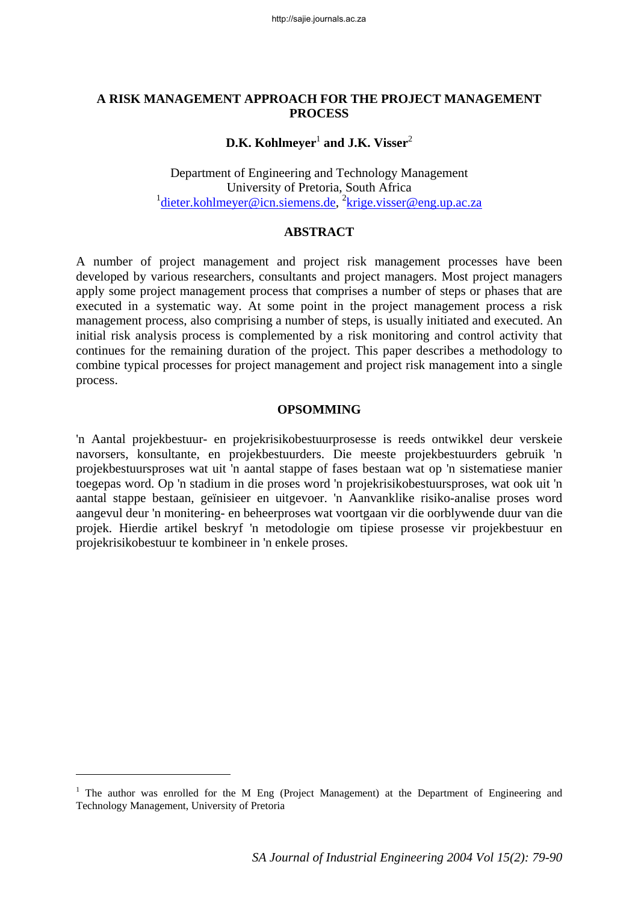# A RISK MANAGEMENT APPROACH FOR THE PROJECT MANAGEMENT PROCESS

**D.K. Kohlmeyer[1] and J.K. Visser[2]**

Department of Engineering and Technology Management
University of Pretoria, South Africa
[1]dieter.kohlmeyer@icn.siemens.de, [2]krige.visser@eng.up.ac.za

## ABSTRACT

A number of project management and project risk management processes have been developed by various researchers, consultants and project managers. Most project managers apply some project management process that comprises a number of steps or phases that are executed in a systematic way. At some point in the project management process a risk management process, also comprising a number of steps, is usually initiated and executed. An initial risk analysis process is complemented by a risk monitoring and control activity that continues for the remaining duration of the project. This paper describes a methodology to combine typical processes for project management and project risk management into a single process.

## OPSOMMING

'n Aantal projekbestuur- en projekrisikobestuurprosesse is reeds ontwikkel deur verskeie navorsers, konsultante, en projekbestuurders. Die meeste projekbestuurders gebruik 'n projekbestuursproses wat uit 'n aantal stappe of fases bestaan wat op 'n sistematiese manier toegepas word. Op 'n stadium in die proses word 'n projekrisikobestuursproses, wat ook uit 'n aantal stappe bestaan, geïnisieer en uitgevoer. 'n Aanvanklike risiko-analise proses word aangevul deur 'n monitering- en beheerproses wat voortgaan vir die oorblywende duur van die projek. Hierdie artikel beskryf 'n metodologie om tipiese prosesse vir projekbestuur en projekrisikobestuur te kombineer in 'n enkele proses.

---

[1] The author was enrolled for the M Eng (Project Management) at the Department of Engineering and Technology Management, University of Pretoria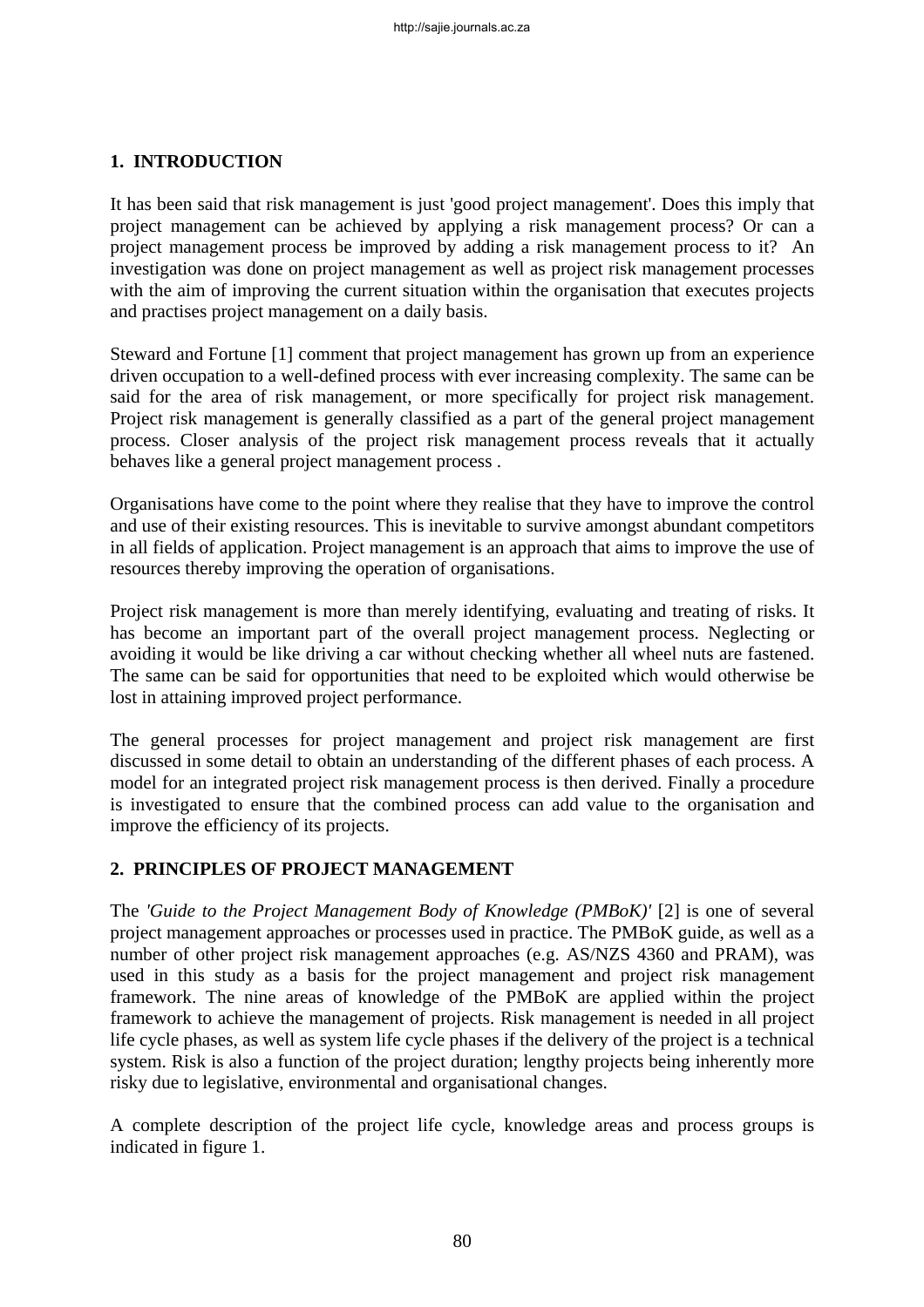## 1. INTRODUCTION

It has been said that risk management is just 'good project management'. Does this imply that project management can be achieved by applying a risk management process? Or can a project management process be improved by adding a risk management process to it? An investigation was done on project management as well as project risk management processes with the aim of improving the current situation within the organisation that executes projects and practises project management on a daily basis.

Steward and Fortune [1] comment that project management has grown up from an experience driven occupation to a well-defined process with ever increasing complexity. The same can be said for the area of risk management, or more specifically for project risk management. Project risk management is generally classified as a part of the general project management process. Closer analysis of the project risk management process reveals that it actually behaves like a general project management process .

Organisations have come to the point where they realise that they have to improve the control and use of their existing resources. This is inevitable to survive amongst abundant competitors in all fields of application. Project management is an approach that aims to improve the use of resources thereby improving the operation of organisations.

Project risk management is more than merely identifying, evaluating and treating of risks. It has become an important part of the overall project management process. Neglecting or avoiding it would be like driving a car without checking whether all wheel nuts are fastened. The same can be said for opportunities that need to be exploited which would otherwise be lost in attaining improved project performance.

The general processes for project management and project risk management are first discussed in some detail to obtain an understanding of the different phases of each process. A model for an integrated project risk management process is then derived. Finally a procedure is investigated to ensure that the combined process can add value to the organisation and improve the efficiency of its projects.

## 2. PRINCIPLES OF PROJECT MANAGEMENT

The *'Guide to the Project Management Body of Knowledge (PMBoK)'* [2] is one of several project management approaches or processes used in practice. The PMBoK guide, as well as a number of other project risk management approaches (e.g. AS/NZS 4360 and PRAM), was used in this study as a basis for the project management and project risk management framework. The nine areas of knowledge of the PMBoK are applied within the project framework to achieve the management of projects. Risk management is needed in all project life cycle phases, as well as system life cycle phases if the delivery of the project is a technical system. Risk is also a function of the project duration; lengthy projects being inherently more risky due to legislative, environmental and organisational changes.

A complete description of the project life cycle, knowledge areas and process groups is indicated in figure 1.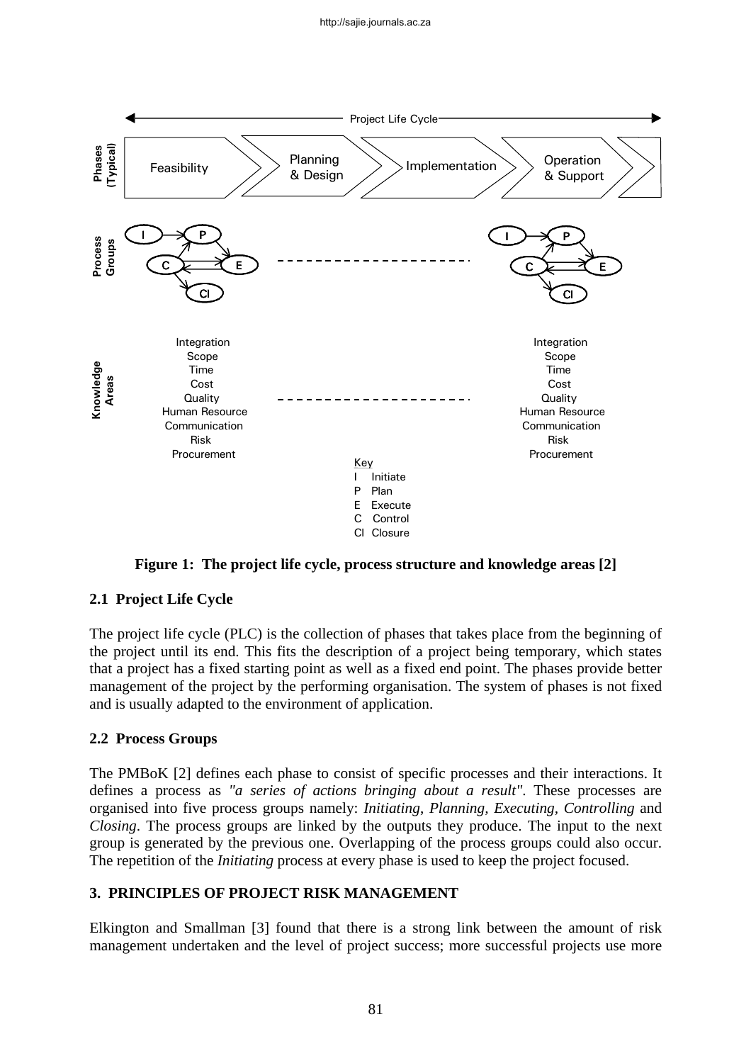**Figure 1: The project life cycle, process structure and knowledge areas [2]**

### 2.1 Project Life Cycle

The project life cycle (PLC) is the collection of phases that takes place from the beginning of the project until its end. This fits the description of a project being temporary, which states that a project has a fixed starting point as well as a fixed end point. The phases provide better management of the project by the performing organisation. The system of phases is not fixed and is usually adapted to the environment of application.

### 2.2 Process Groups

The PMBoK [2] defines each phase to consist of specific processes and their interactions. It defines a process as *"a series of actions bringing about a result"*. These processes are organised into five process groups namely: *Initiating*, *Planning*, *Executing*, *Controlling* and *Closing*. The process groups are linked by the outputs they produce. The input to the next group is generated by the previous one. Overlapping of the process groups could also occur. The repetition of the *Initiating* process at every phase is used to keep the project focused.

## 3. PRINCIPLES OF PROJECT RISK MANAGEMENT

Elkington and Smallman [3] found that there is a strong link between the amount of risk management undertaken and the level of project success; more successful projects use more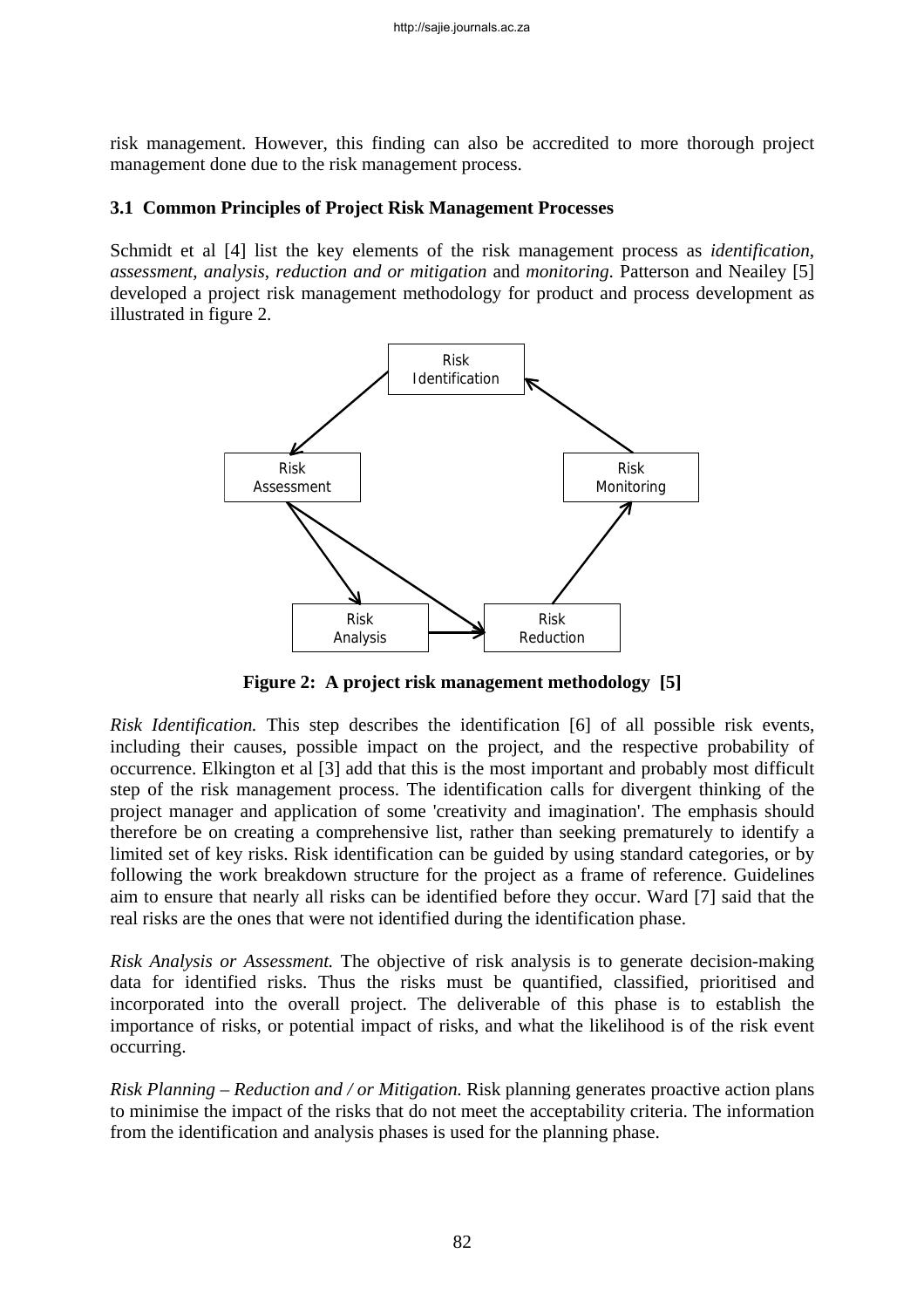risk management. However, this finding can also be accredited to more thorough project management done due to the risk management process.

### 3.1 Common Principles of Project Risk Management Processes

Schmidt et al [4] list the key elements of the risk management process as *identification*, *assessment*, *analysis*, *reduction and or mitigation* and *monitoring*. Patterson and Neailey [5] developed a project risk management methodology for product and process development as illustrated in figure 2.

**Figure 2: A project risk management methodology [5]**

*Risk Identification.* This step describes the identification [6] of all possible risk events, including their causes, possible impact on the project, and the respective probability of occurrence. Elkington et al [3] add that this is the most important and probably most difficult step of the risk management process. The identification calls for divergent thinking of the project manager and application of some 'creativity and imagination'. The emphasis should therefore be on creating a comprehensive list, rather than seeking prematurely to identify a limited set of key risks. Risk identification can be guided by using standard categories, or by following the work breakdown structure for the project as a frame of reference. Guidelines aim to ensure that nearly all risks can be identified before they occur. Ward [7] said that the real risks are the ones that were not identified during the identification phase.

*Risk Analysis or Assessment.* The objective of risk analysis is to generate decision-making data for identified risks. Thus the risks must be quantified, classified, prioritised and incorporated into the overall project. The deliverable of this phase is to establish the importance of risks, or potential impact of risks, and what the likelihood is of the risk event occurring.

*Risk Planning – Reduction and / or Mitigation.* Risk planning generates proactive action plans to minimise the impact of the risks that do not meet the acceptability criteria. The information from the identification and analysis phases is used for the planning phase.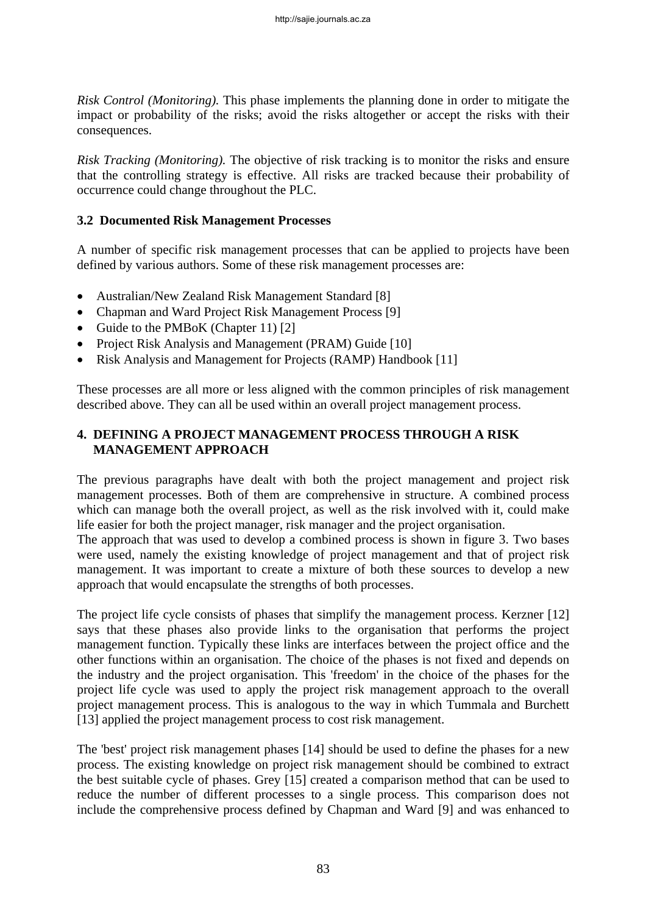*Risk Control (Monitoring).* This phase implements the planning done in order to mitigate the impact or probability of the risks; avoid the risks altogether or accept the risks with their consequences.

*Risk Tracking (Monitoring).* The objective of risk tracking is to monitor the risks and ensure that the controlling strategy is effective. All risks are tracked because their probability of occurrence could change throughout the PLC.

### 3.2 Documented Risk Management Processes

A number of specific risk management processes that can be applied to projects have been defined by various authors. Some of these risk management processes are:

- Australian/New Zealand Risk Management Standard [8]
- Chapman and Ward Project Risk Management Process [9]
- Guide to the PMBoK (Chapter 11) [2]
- Project Risk Analysis and Management (PRAM) Guide [10]
- Risk Analysis and Management for Projects (RAMP) Handbook [11]

These processes are all more or less aligned with the common principles of risk management described above. They can all be used within an overall project management process.

## 4. DEFINING A PROJECT MANAGEMENT PROCESS THROUGH A RISK MANAGEMENT APPROACH

The previous paragraphs have dealt with both the project management and project risk management processes. Both of them are comprehensive in structure. A combined process which can manage both the overall project, as well as the risk involved with it, could make life easier for both the project manager, risk manager and the project organisation.
The approach that was used to develop a combined process is shown in figure 3. Two bases were used, namely the existing knowledge of project management and that of project risk management. It was important to create a mixture of both these sources to develop a new approach that would encapsulate the strengths of both processes.

The project life cycle consists of phases that simplify the management process. Kerzner [12] says that these phases also provide links to the organisation that performs the project management function. Typically these links are interfaces between the project office and the other functions within an organisation. The choice of the phases is not fixed and depends on the industry and the project organisation. This 'freedom' in the choice of the phases for the project life cycle was used to apply the project risk management approach to the overall project management process. This is analogous to the way in which Tummala and Burchett [13] applied the project management process to cost risk management.

The 'best' project risk management phases [14] should be used to define the phases for a new process. The existing knowledge on project risk management should be combined to extract the best suitable cycle of phases. Grey [15] created a comparison method that can be used to reduce the number of different processes to a single process. This comparison does not include the comprehensive process defined by Chapman and Ward [9] and was enhanced to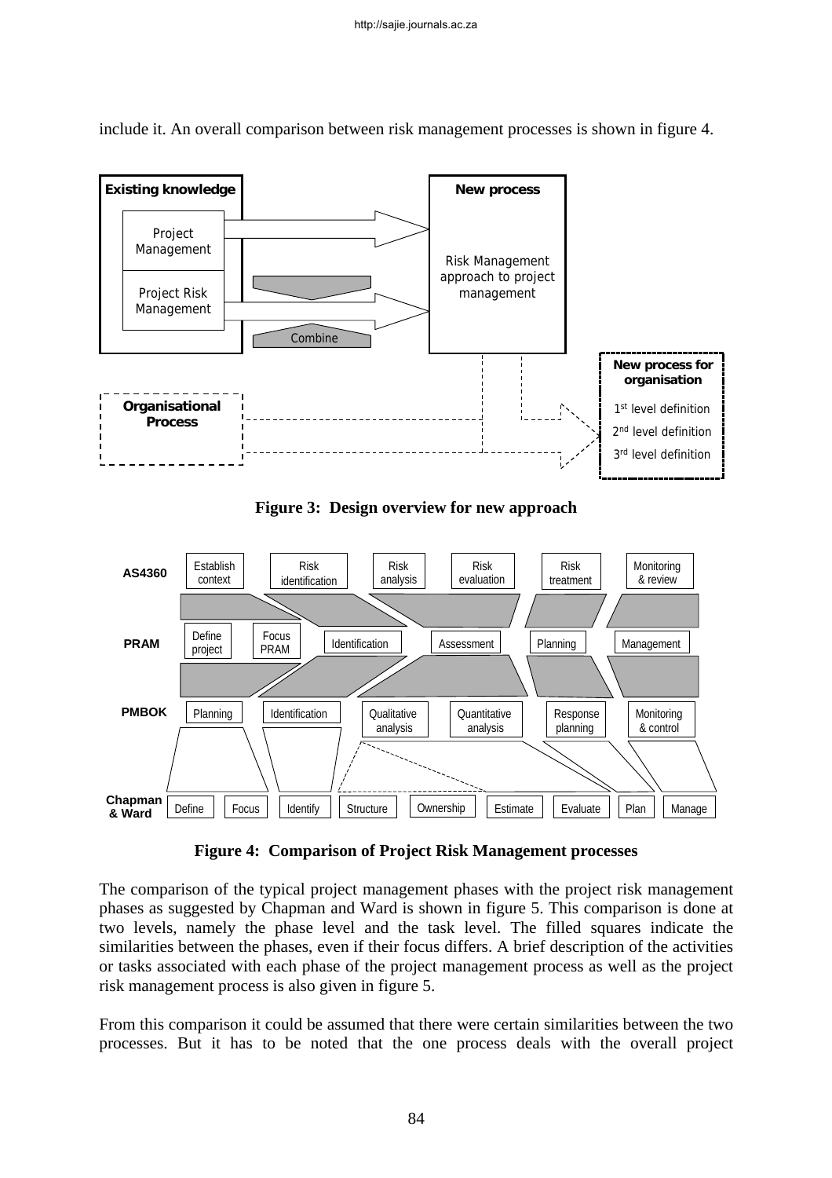include it. An overall comparison between risk management processes is shown in figure 4.

**Figure 3: Design overview for new approach**

**Figure 4: Comparison of Project Risk Management processes**

The comparison of the typical project management phases with the project risk management phases as suggested by Chapman and Ward is shown in figure 5. This comparison is done at two levels, namely the phase level and the task level. The filled squares indicate the similarities between the phases, even if their focus differs. A brief description of the activities or tasks associated with each phase of the project management process as well as the project risk management process is also given in figure 5.

From this comparison it could be assumed that there were certain similarities between the two processes. But it has to be noted that the one process deals with the overall project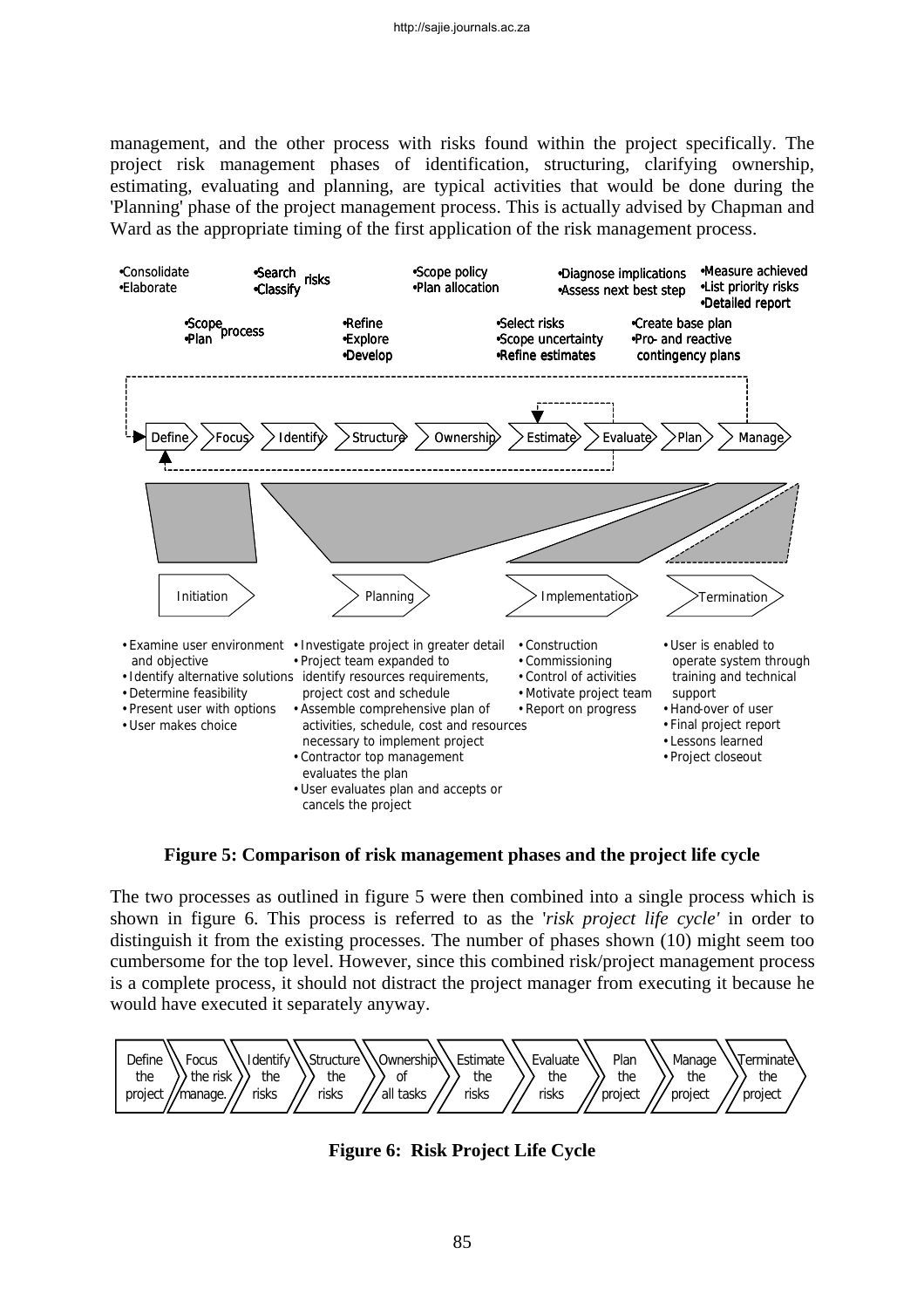management, and the other process with risks found within the project specifically. The project risk management phases of identification, structuring, clarifying ownership, estimating, evaluating and planning, are typical activities that would be done during the 'Planning' phase of the project management process. This is actually advised by Chapman and Ward as the appropriate timing of the first application of the risk management process.

•Consolidate
•Elaborate

•Scope
•Plan process

•Search
•Classify risks

•Refine
•Explore
•Develop

•Scope policy
•Plan allocation

•Select risks
•Scope uncertainty
•Refine estimates

•Diagnose implications
•Assess next best step

•Create base plan
•Pro- and reactive contingency plans

•Measure achieved
•List priority risks
•Detailed report

Define > Focus > Identify > Structure > Ownership > Estimate > Evaluate > Plan > Manage

Initiation > Planning > Implementation > Termination

- Examine user environment and objective
- Identify alternative solutions
- Determine feasibility
- Present user with options
- User makes choice

- Investigate project in greater detail
- Project team expanded to identify resources requirements, project cost and schedule
- Assemble comprehensive plan of activities, schedule, cost and resources necessary to implement project
- Contractor top management evaluates the plan
- User evaluates plan and accepts or cancels the project

- Construction
- Commissioning
- Control of activities
- Motivate project team
- Report on progress

- User is enabled to operate system through training and technical support
- Hand-over of user
- Final project report
- Lessons learned
- Project closeout

**Figure 5: Comparison of risk management phases and the project life cycle**

The two processes as outlined in figure 5 were then combined into a single process which is shown in figure 6. This process is referred to as the '*risk project life cycle'* in order to distinguish it from the existing processes. The number of phases shown (10) might seem too cumbersome for the top level. However, since this combined risk/project management process is a complete process, it should not distract the project manager from executing it because he would have executed it separately anyway.

Define the project > Focus the risk manage. > Identify the risks > Structure the risks > Ownership of all tasks > Estimate the risks > Evaluate the risks > Plan the project > Manage the project > Terminate the project

**Figure 6: Risk Project Life Cycle**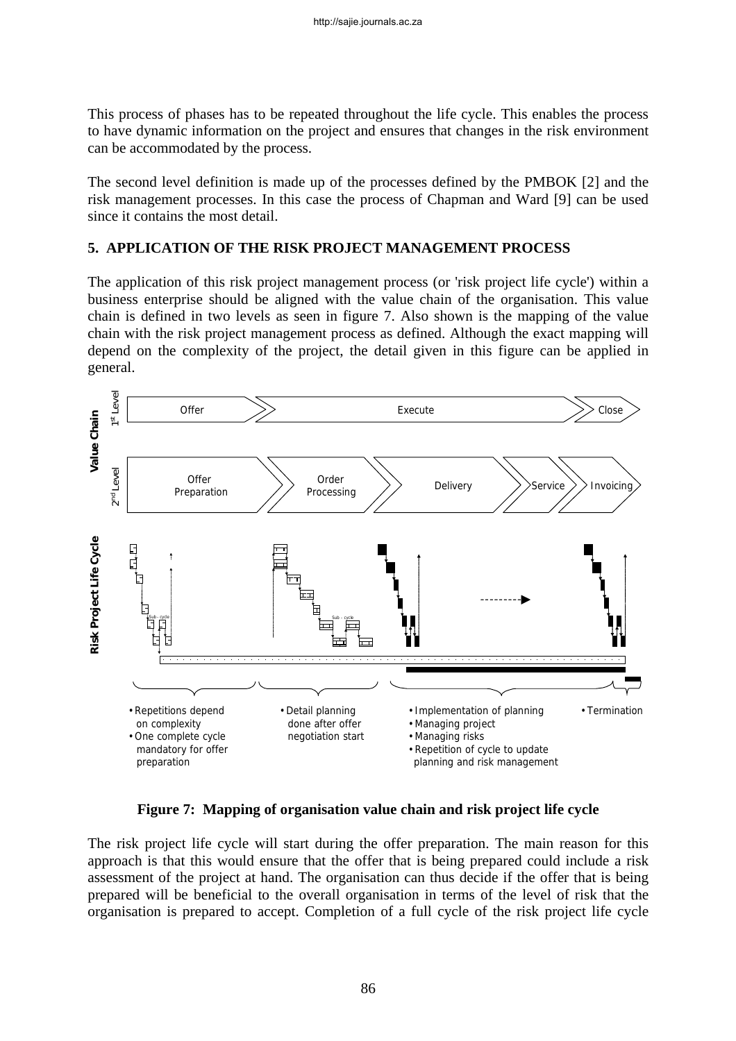This process of phases has to be repeated throughout the life cycle. This enables the process to have dynamic information on the project and ensures that changes in the risk environment can be accommodated by the process.

The second level definition is made up of the processes defined by the PMBOK [2] and the risk management processes. In this case the process of Chapman and Ward [9] can be used since it contains the most detail.

## 5. APPLICATION OF THE RISK PROJECT MANAGEMENT PROCESS

The application of this risk project management process (or 'risk project life cycle') within a business enterprise should be aligned with the value chain of the organisation. This value chain is defined in two levels as seen in figure 7. Also shown is the mapping of the value chain with the risk project management process as defined. Although the exact mapping will depend on the complexity of the project, the detail given in this figure can be applied in general.

**Figure 7: Mapping of organisation value chain and risk project life cycle**

The risk project life cycle will start during the offer preparation. The main reason for this approach is that this would ensure that the offer that is being prepared could include a risk assessment of the project at hand. The organisation can thus decide if the offer that is being prepared will be beneficial to the overall organisation in terms of the level of risk that the organisation is prepared to accept. Completion of a full cycle of the risk project life cycle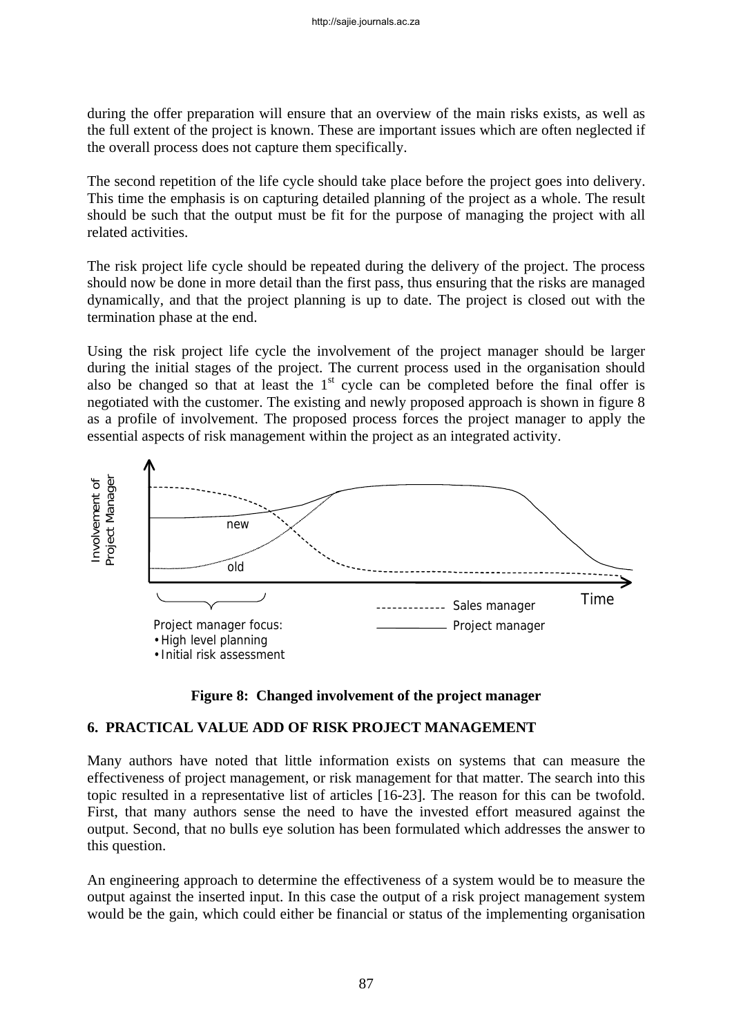during the offer preparation will ensure that an overview of the main risks exists, as well as the full extent of the project is known. These are important issues which are often neglected if the overall process does not capture them specifically.

The second repetition of the life cycle should take place before the project goes into delivery. This time the emphasis is on capturing detailed planning of the project as a whole. The result should be such that the output must be fit for the purpose of managing the project with all related activities.

The risk project life cycle should be repeated during the delivery of the project. The process should now be done in more detail than the first pass, thus ensuring that the risks are managed dynamically, and that the project planning is up to date. The project is closed out with the termination phase at the end.

Using the risk project life cycle the involvement of the project manager should be larger during the initial stages of the project. The current process used in the organisation should also be changed so that at least the 1st cycle can be completed before the final offer is negotiated with the customer. The existing and newly proposed approach is shown in figure 8 as a profile of involvement. The proposed process forces the project manager to apply the essential aspects of risk management within the project as an integrated activity.

Project manager focus:
- High level planning
- Initial risk assessment

**Figure 8: Changed involvement of the project manager**

## 6. PRACTICAL VALUE ADD OF RISK PROJECT MANAGEMENT

Many authors have noted that little information exists on systems that can measure the effectiveness of project management, or risk management for that matter. The search into this topic resulted in a representative list of articles [16-23]. The reason for this can be twofold. First, that many authors sense the need to have the invested effort measured against the output. Second, that no bulls eye solution has been formulated which addresses the answer to this question.

An engineering approach to determine the effectiveness of a system would be to measure the output against the inserted input. In this case the output of a risk project management system would be the gain, which could either be financial or status of the implementing organisation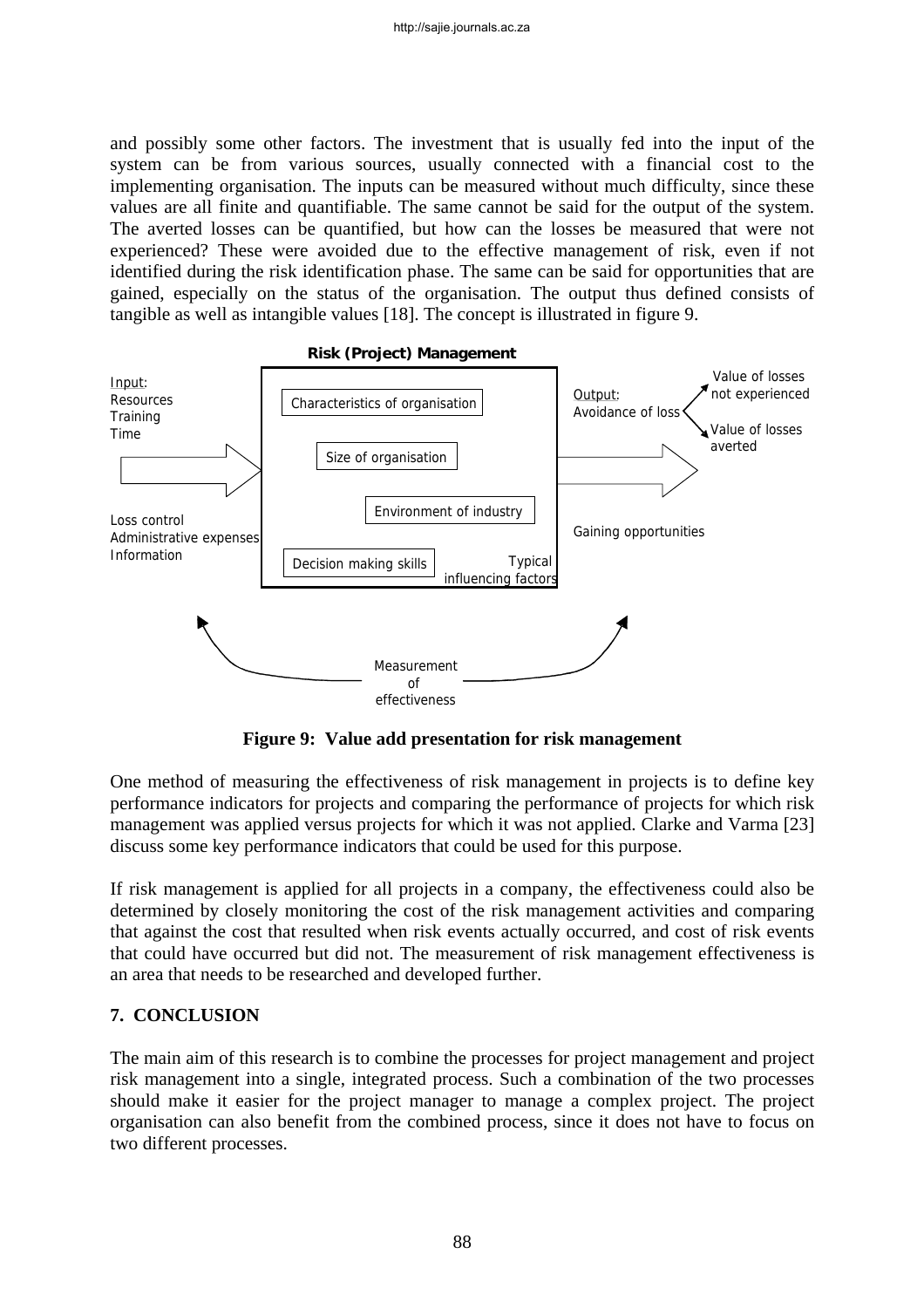and possibly some other factors. The investment that is usually fed into the input of the system can be from various sources, usually connected with a financial cost to the implementing organisation. The inputs can be measured without much difficulty, since these values are all finite and quantifiable. The same cannot be said for the output of the system. The averted losses can be quantified, but how can the losses be measured that were not experienced? These were avoided due to the effective management of risk, even if not identified during the risk identification phase. The same can be said for opportunities that are gained, especially on the status of the organisation. The output thus defined consists of tangible as well as intangible values [18]. The concept is illustrated in figure 9.

**Risk (Project) Management**

Input: Resources, Training, Time, Loss control, Administrative expenses, Information

Typical influencing factors: Characteristics of organisation; Size of organisation; Environment of industry; Decision making skills

Output: Avoidance of loss (Value of losses not experienced; Value of losses averted); Gaining opportunities

Measurement of effectiveness

**Figure 9: Value add presentation for risk management**

One method of measuring the effectiveness of risk management in projects is to define key performance indicators for projects and comparing the performance of projects for which risk management was applied versus projects for which it was not applied. Clarke and Varma [23] discuss some key performance indicators that could be used for this purpose.

If risk management is applied for all projects in a company, the effectiveness could also be determined by closely monitoring the cost of the risk management activities and comparing that against the cost that resulted when risk events actually occurred, and cost of risk events that could have occurred but did not. The measurement of risk management effectiveness is an area that needs to be researched and developed further.

## 7. CONCLUSION

The main aim of this research is to combine the processes for project management and project risk management into a single, integrated process. Such a combination of the two processes should make it easier for the project manager to manage a complex project. The project organisation can also benefit from the combined process, since it does not have to focus on two different processes.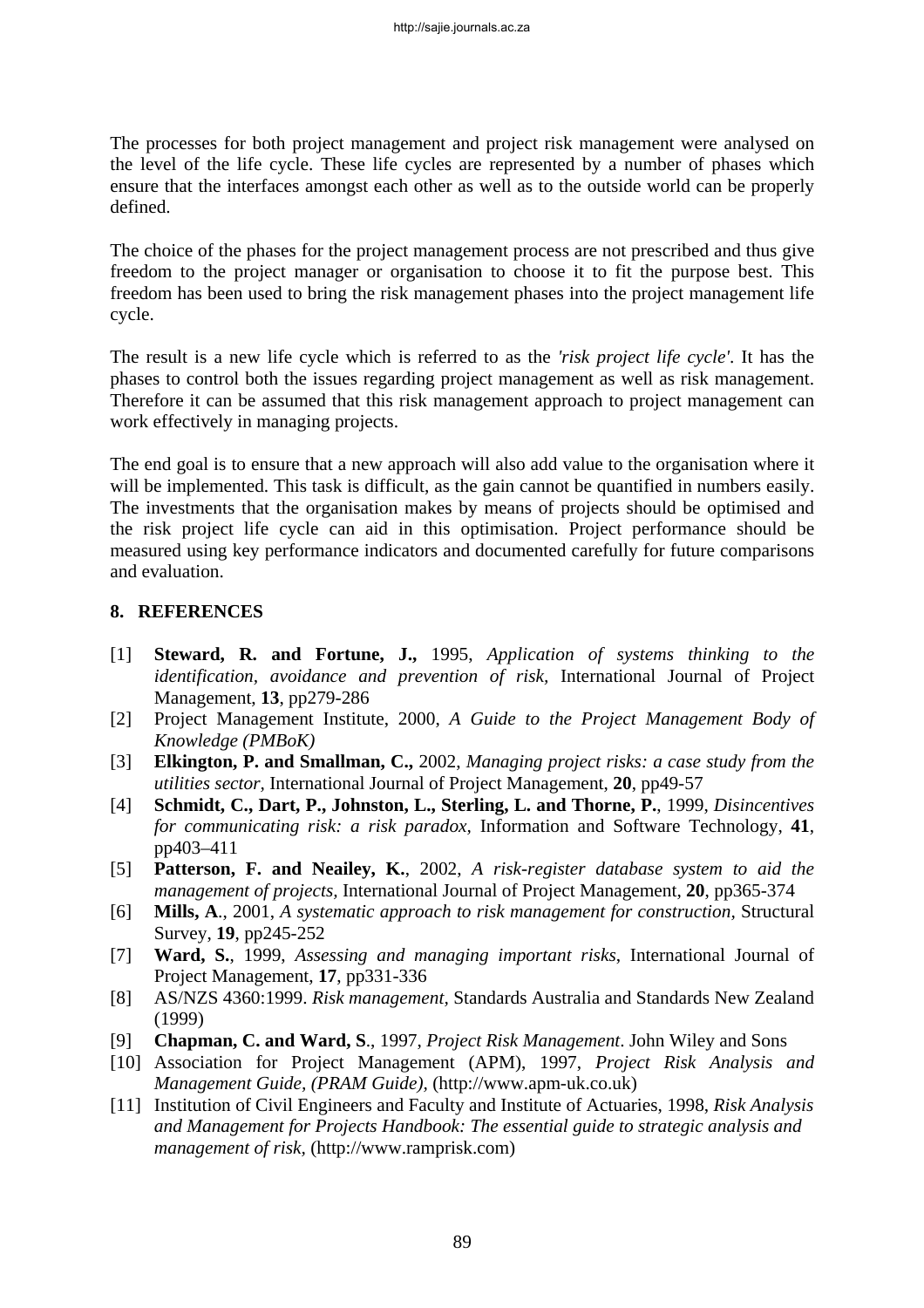The processes for both project management and project risk management were analysed on the level of the life cycle. These life cycles are represented by a number of phases which ensure that the interfaces amongst each other as well as to the outside world can be properly defined.

The choice of the phases for the project management process are not prescribed and thus give freedom to the project manager or organisation to choose it to fit the purpose best. This freedom has been used to bring the risk management phases into the project management life cycle.

The result is a new life cycle which is referred to as the *'risk project life cycle'*. It has the phases to control both the issues regarding project management as well as risk management. Therefore it can be assumed that this risk management approach to project management can work effectively in managing projects.

The end goal is to ensure that a new approach will also add value to the organisation where it will be implemented. This task is difficult, as the gain cannot be quantified in numbers easily. The investments that the organisation makes by means of projects should be optimised and the risk project life cycle can aid in this optimisation. Project performance should be measured using key performance indicators and documented carefully for future comparisons and evaluation.

## 8. REFERENCES

- [1] **Steward, R. and Fortune, J.,** 1995, *Application of systems thinking to the identification, avoidance and prevention of risk,* International Journal of Project Management, **13**, pp279-286
- [2] Project Management Institute, 2000, *A Guide to the Project Management Body of Knowledge (PMBoK)*
- [3] **Elkington, P. and Smallman, C.,** 2002, *Managing project risks: a case study from the utilities sector,* International Journal of Project Management, **20**, pp49-57
- [4] **Schmidt, C., Dart, P., Johnston, L., Sterling, L. and Thorne, P.**, 1999, *Disincentives for communicating risk: a risk paradox,* Information and Software Technology, **41**, pp403–411
- [5] **Patterson, F. and Neailey, K.**, 2002, *A risk-register database system to aid the management of projects,* International Journal of Project Management, **20**, pp365-374
- [6] **Mills, A**., 2001, *A systematic approach to risk management for construction,* Structural Survey, **19**, pp245-252
- [7] **Ward, S.**, 1999, *Assessing and managing important risks,* International Journal of Project Management, **17**, pp331-336
- [8] AS/NZS 4360:1999. *Risk management,* Standards Australia and Standards New Zealand (1999)
- [9] **Chapman, C. and Ward, S**., 1997, *Project Risk Management*. John Wiley and Sons
- [10] Association for Project Management (APM), 1997, *Project Risk Analysis and Management Guide, (PRAM Guide),* (http://www.apm-uk.co.uk)
- [11] Institution of Civil Engineers and Faculty and Institute of Actuaries, 1998, *Risk Analysis and Management for Projects Handbook: The essential guide to strategic analysis and management of risk,* (http://www.ramprisk.com)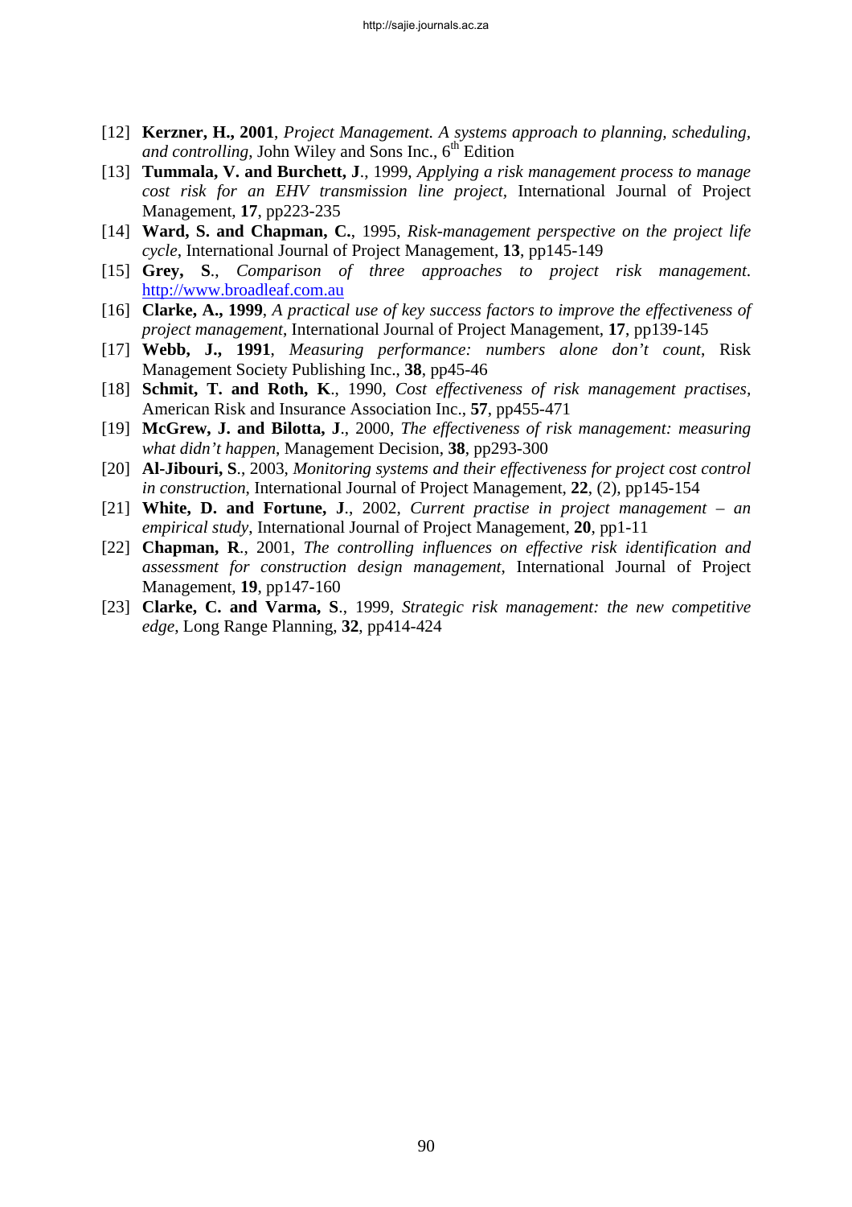[12] **Kerzner, H., 2001**, *Project Management. A systems approach to planning, scheduling, and controlling*, John Wiley and Sons Inc., 6th Edition

[13] **Tummala, V. and Burchett, J**., 1999, *Applying a risk management process to manage cost risk for an EHV transmission line project*, International Journal of Project Management, **17**, pp223-235

[14] **Ward, S. and Chapman, C.**, 1995, *Risk-management perspective on the project life cycle*, International Journal of Project Management, **13**, pp145-149

[15] **Grey, S**., *Comparison of three approaches to project risk management*. http://www.broadleaf.com.au

[16] **Clarke, A., 1999**, *A practical use of key success factors to improve the effectiveness of project management*, International Journal of Project Management, **17**, pp139-145

[17] **Webb, J., 1991**, *Measuring performance: numbers alone don't count*, Risk Management Society Publishing Inc., **38**, pp45-46

[18] **Schmit, T. and Roth, K**., 1990, *Cost effectiveness of risk management practises*, American Risk and Insurance Association Inc., **57**, pp455-471

[19] **McGrew, J. and Bilotta, J**., 2000, *The effectiveness of risk management: measuring what didn't happen*, Management Decision, **38**, pp293-300

[20] **Al-Jibouri, S**., 2003, *Monitoring systems and their effectiveness for project cost control in construction*, International Journal of Project Management, **22**, (2), pp145-154

[21] **White, D. and Fortune, J**., 2002, *Current practise in project management – an empirical study*, International Journal of Project Management, **20**, pp1-11

[22] **Chapman, R**., 2001, *The controlling influences on effective risk identification and assessment for construction design management*, International Journal of Project Management, **19**, pp147-160

[23] **Clarke, C. and Varma, S**., 1999, *Strategic risk management: the new competitive edge*, Long Range Planning, **32**, pp414-424